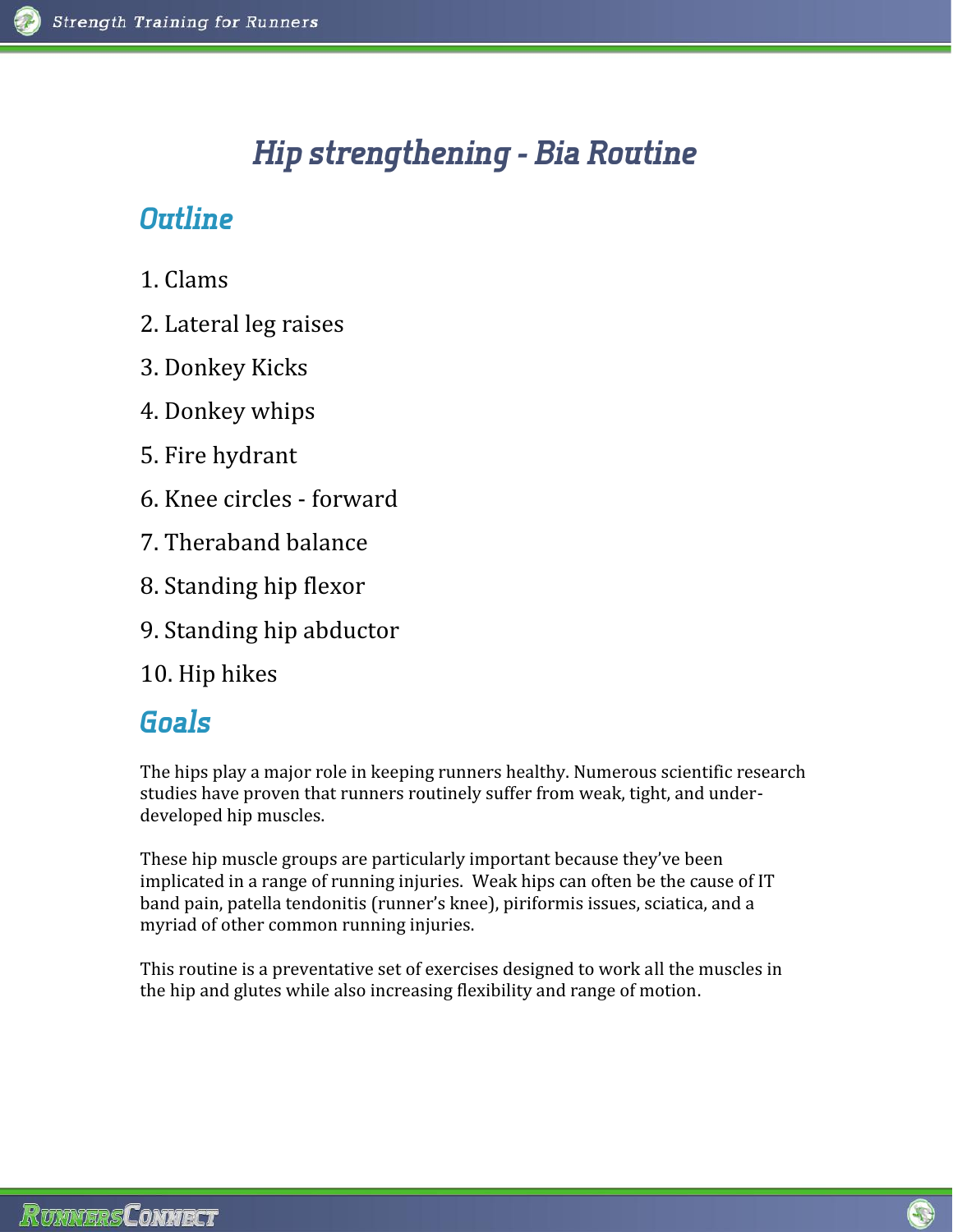# Hip strengthening - Bia Routine

## Outline

1. Clams
2. Lateral leg raises
3. Donkey Kicks
4. Donkey whips
5. Fire hydrant
6. Knee circles - forward
7. Theraband balance
8. Standing hip flexor
9. Standing hip abductor
10. Hip hikes

## Goals

The hips play a major role in keeping runners healthy. Numerous scientific research studies have proven that runners routinely suffer from weak, tight, and under-developed hip muscles.

These hip muscle groups are particularly important because they've been implicated in a range of running injuries. Weak hips can often be the cause of IT band pain, patella tendonitis (runner's knee), piriformis issues, sciatica, and a myriad of other common running injuries.

This routine is a preventative set of exercises designed to work all the muscles in the hip and glutes while also increasing flexibility and range of motion.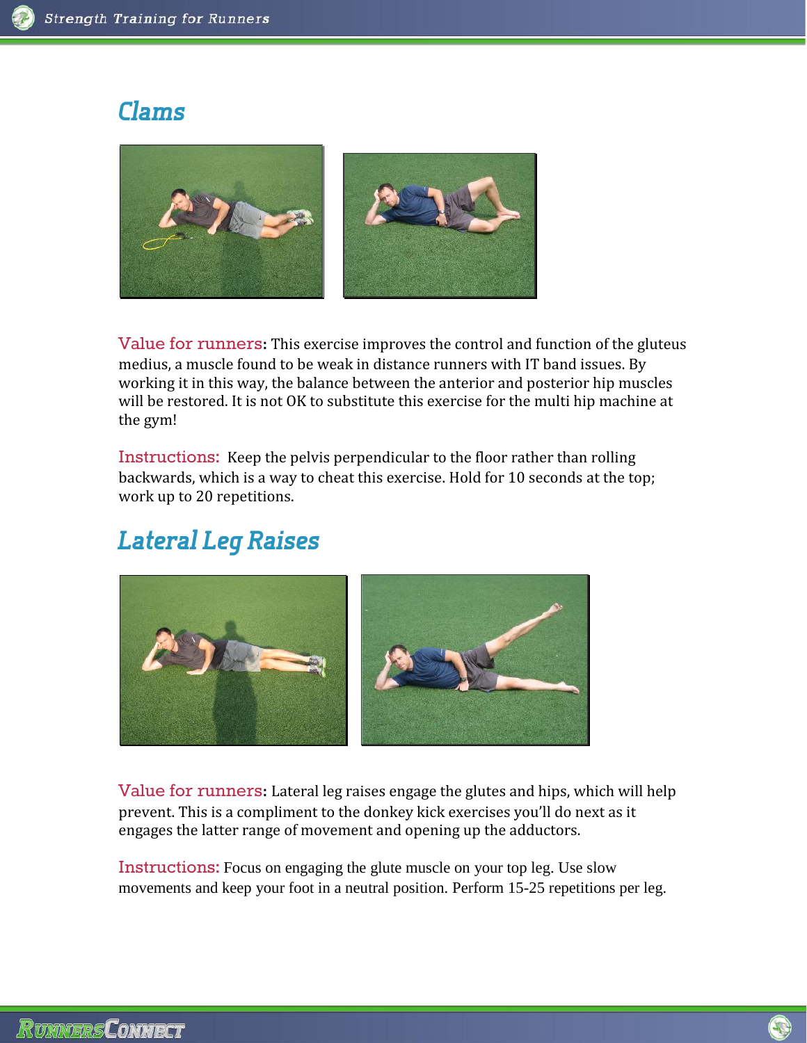## Clams

**Value for runners:** This exercise improves the control and function of the gluteus medius, a muscle found to be weak in distance runners with IT band issues. By working it in this way, the balance between the anterior and posterior hip muscles will be restored. It is not OK to substitute this exercise for the multi hip machine at the gym!

**Instructions:** Keep the pelvis perpendicular to the floor rather than rolling backwards, which is a way to cheat this exercise. Hold for 10 seconds at the top; work up to 20 repetitions.

## Lateral Leg Raises

**Value for runners:** Lateral leg raises engage the glutes and hips, which will help prevent. This is a compliment to the donkey kick exercises you'll do next as it engages the latter range of movement and opening up the adductors.

**Instructions:** Focus on engaging the glute muscle on your top leg. Use slow movements and keep your foot in a neutral position. Perform 15-25 repetitions per leg.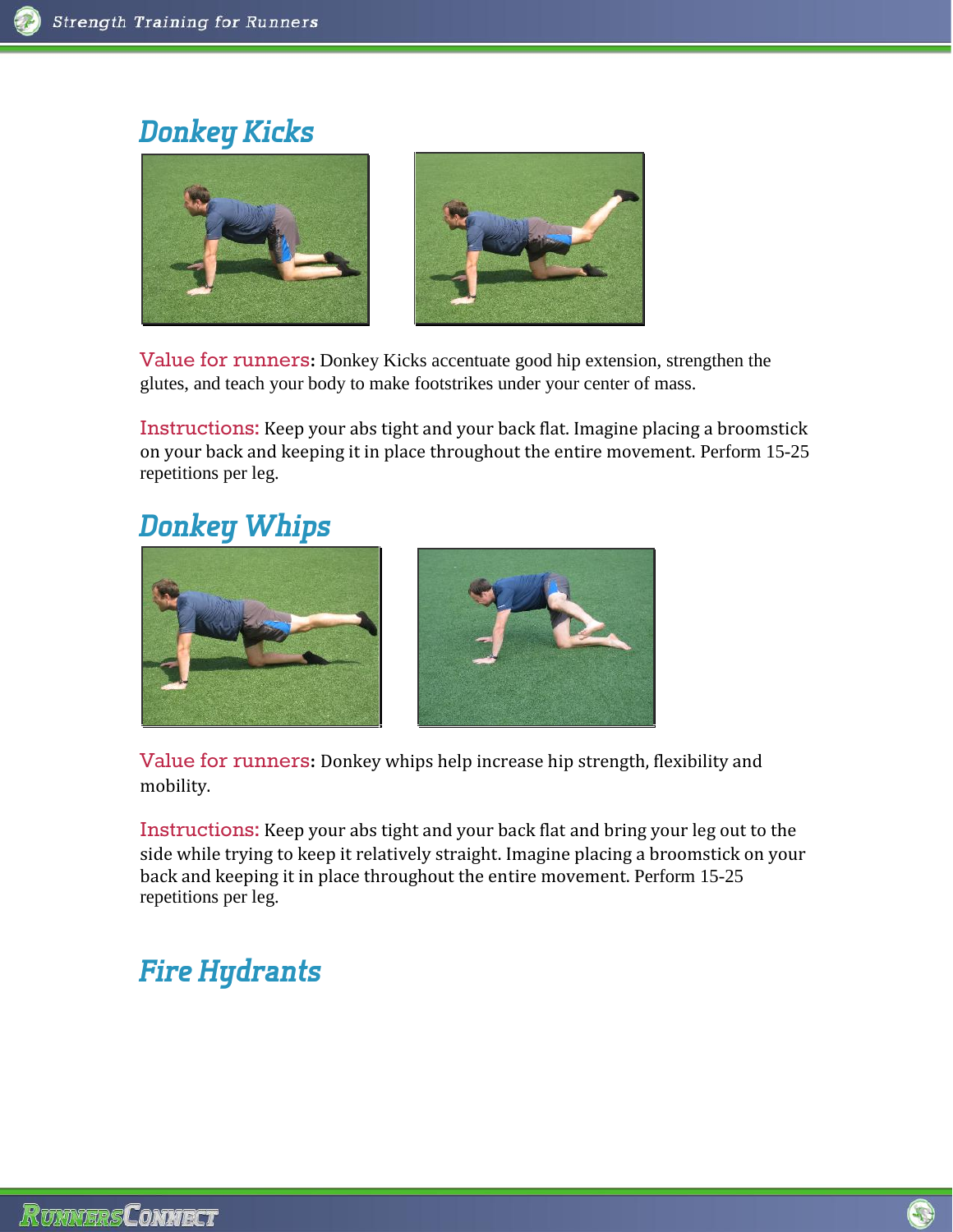## Donkey Kicks

**Value for runners:** Donkey Kicks accentuate good hip extension, strengthen the glutes, and teach your body to make footstrikes under your center of mass.

**Instructions:** Keep your abs tight and your back flat. Imagine placing a broomstick on your back and keeping it in place throughout the entire movement. Perform 15-25 repetitions per leg.

## Donkey Whips

**Value for runners:** Donkey whips help increase hip strength, flexibility and mobility.

**Instructions:** Keep your abs tight and your back flat and bring your leg out to the side while trying to keep it relatively straight. Imagine placing a broomstick on your back and keeping it in place throughout the entire movement. Perform 15-25 repetitions per leg.

## Fire Hydrants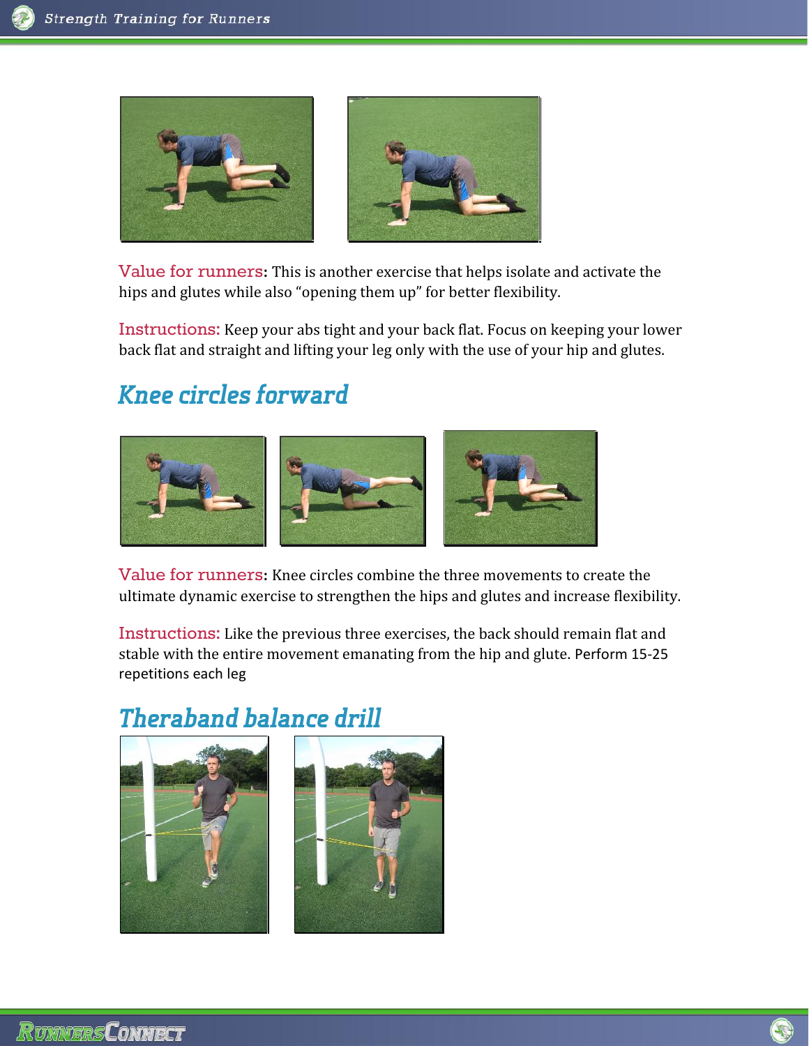**Value for runners:** This is another exercise that helps isolate and activate the hips and glutes while also “opening them up” for better flexibility.

**Instructions:** Keep your abs tight and your back flat. Focus on keeping your lower back flat and straight and lifting your leg only with the use of your hip and glutes.

## *Knee circles forward*

**Value for runners:** Knee circles combine the three movements to create the ultimate dynamic exercise to strengthen the hips and glutes and increase flexibility.

**Instructions:** Like the previous three exercises, the back should remain flat and stable with the entire movement emanating from the hip and glute. Perform 15-25 repetitions each leg

## *Theraband balance drill*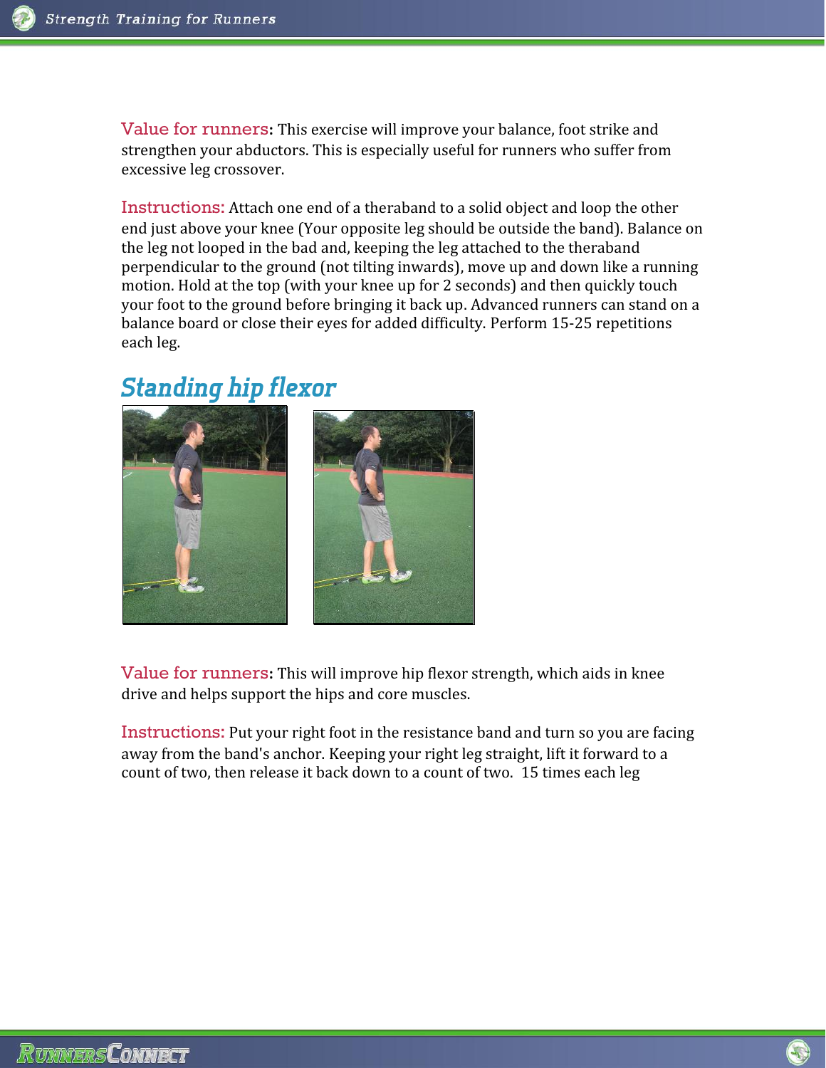**Value for runners:** This exercise will improve your balance, foot strike and strengthen your abductors. This is especially useful for runners who suffer from excessive leg crossover.

**Instructions:** Attach one end of a theraband to a solid object and loop the other end just above your knee (Your opposite leg should be outside the band). Balance on the leg not looped in the bad and, keeping the leg attached to the theraband perpendicular to the ground (not tilting inwards), move up and down like a running motion. Hold at the top (with your knee up for 2 seconds) and then quickly touch your foot to the ground before bringing it back up. Advanced runners can stand on a balance board or close their eyes for added difficulty. Perform 15-25 repetitions each leg.

## Standing hip flexor

**Value for runners:** This will improve hip flexor strength, which aids in knee drive and helps support the hips and core muscles.

**Instructions:** Put your right foot in the resistance band and turn so you are facing away from the band's anchor. Keeping your right leg straight, lift it forward to a count of two, then release it back down to a count of two. 15 times each leg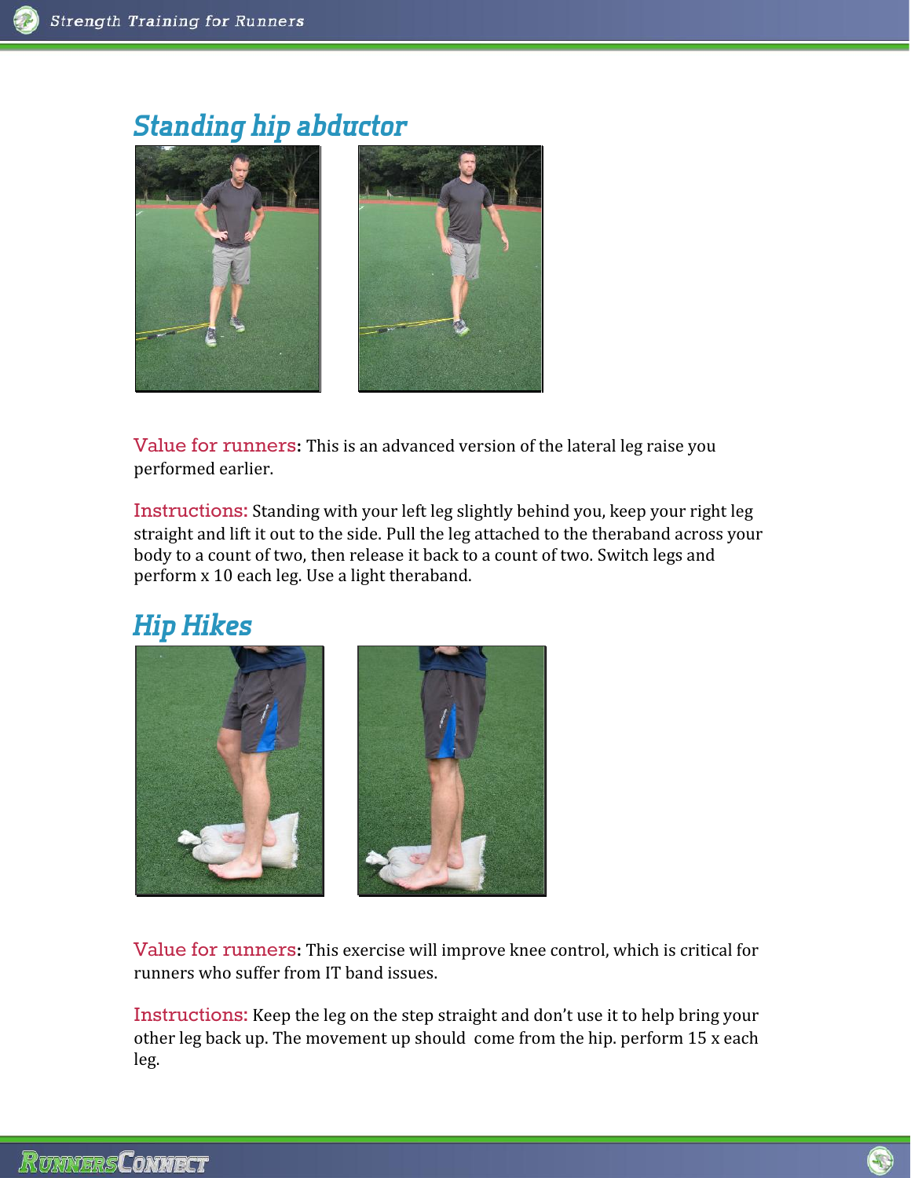## Standing hip abductor

**Value for runners:** This is an advanced version of the lateral leg raise you performed earlier.

**Instructions:** Standing with your left leg slightly behind you, keep your right leg straight and lift it out to the side. Pull the leg attached to the theraband across your body to a count of two, then release it back to a count of two. Switch legs and perform x 10 each leg. Use a light theraband.

## Hip Hikes

**Value for runners:** This exercise will improve knee control, which is critical for runners who suffer from IT band issues.

**Instructions:** Keep the leg on the step straight and don't use it to help bring your other leg back up. The movement up should come from the hip. perform 15 x each leg.